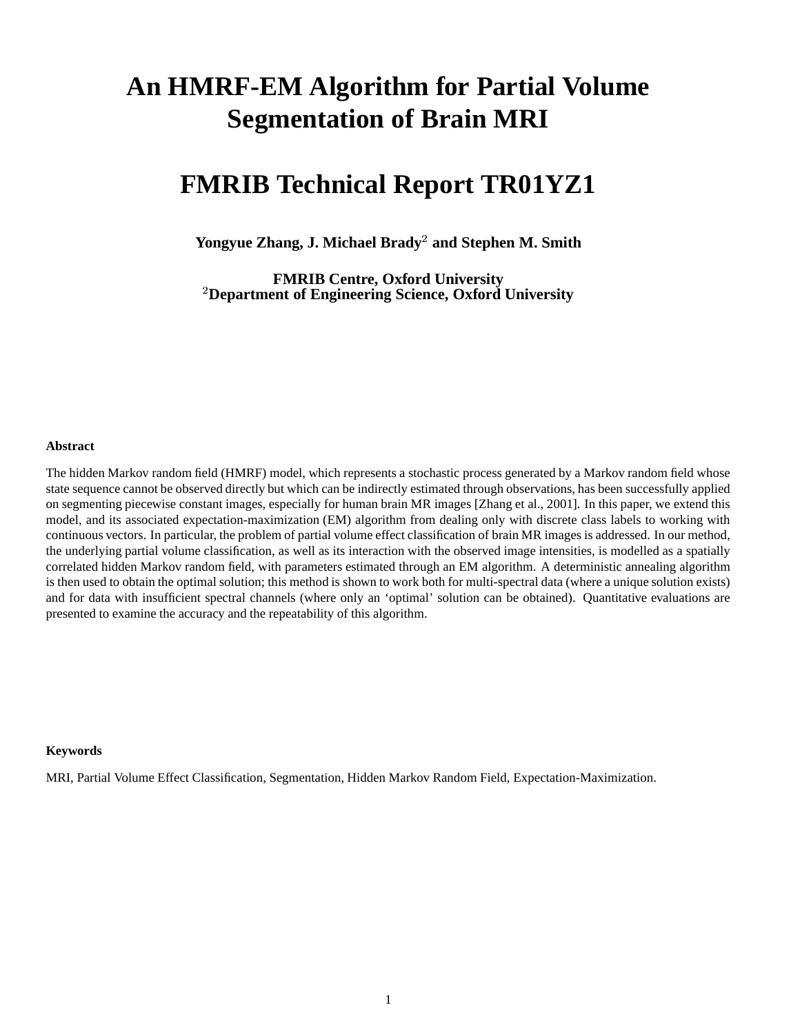# An HMRF-EM Algorithm for Partial Volume Segmentation of Brain MRI

# FMRIB Technical Report TR01YZ1

**Yongyue Zhang, J. Michael Brady[2] and Stephen M. Smith**

**FMRIB Centre, Oxford University**
**[2]Department of Engineering Science, Oxford University**

**Abstract**

The hidden Markov random field (HMRF) model, which represents a stochastic process generated by a Markov random field whose state sequence cannot be observed directly but which can be indirectly estimated through observations, has been successfully applied on segmenting piecewise constant images, especially for human brain MR images [Zhang et al., 2001]. In this paper, we extend this model, and its associated expectation-maximization (EM) algorithm from dealing only with discrete class labels to working with continuous vectors. In particular, the problem of partial volume effect classification of brain MR images is addressed. In our method, the underlying partial volume classification, as well as its interaction with the observed image intensities, is modelled as a spatially correlated hidden Markov random field, with parameters estimated through an EM algorithm. A deterministic annealing algorithm is then used to obtain the optimal solution; this method is shown to work both for multi-spectral data (where a unique solution exists) and for data with insufficient spectral channels (where only an 'optimal' solution can be obtained). Quantitative evaluations are presented to examine the accuracy and the repeatability of this algorithm.

**Keywords**

MRI, Partial Volume Effect Classification, Segmentation, Hidden Markov Random Field, Expectation-Maximization.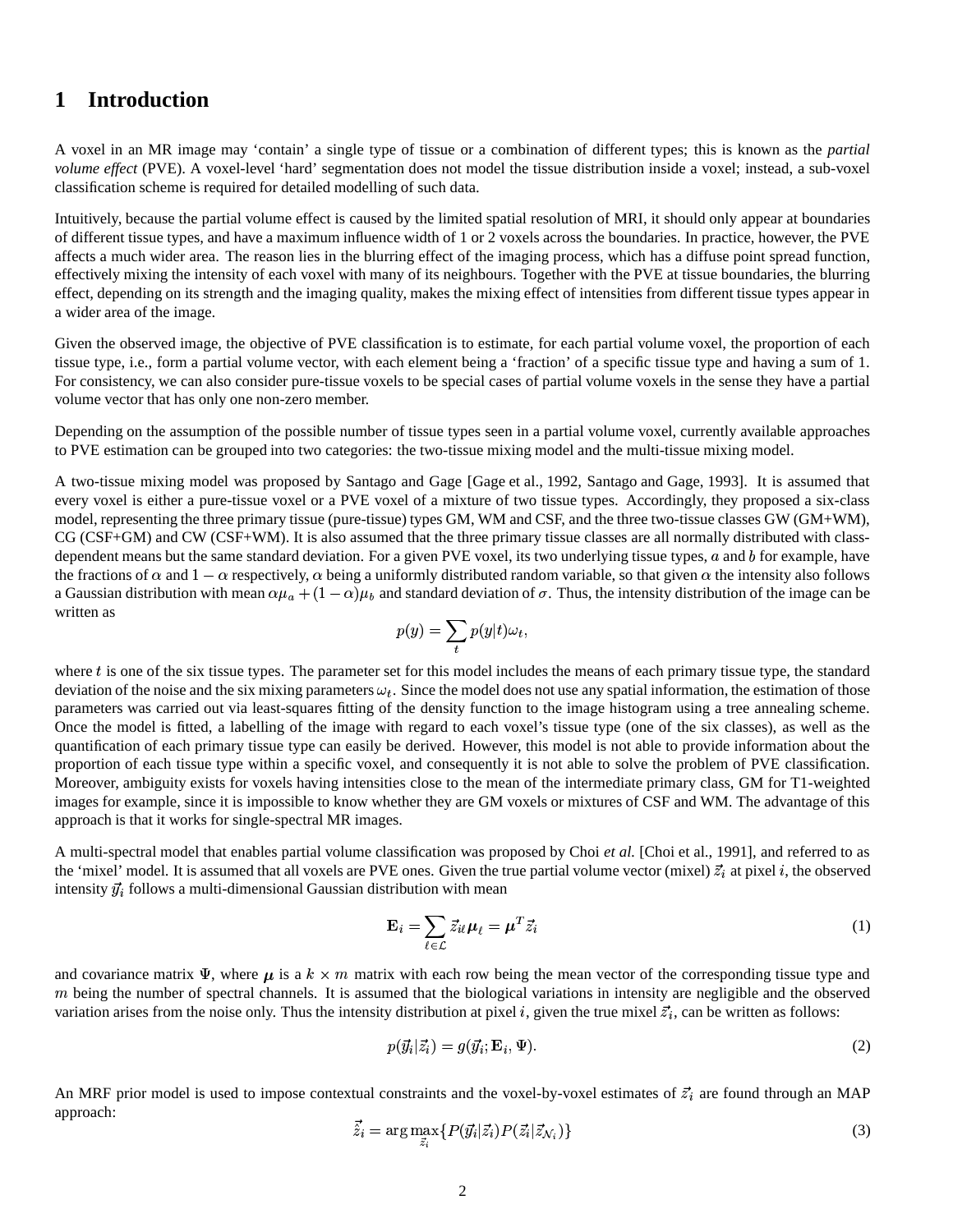# 1 Introduction

A voxel in an MR image may 'contain' a single type of tissue or a combination of different types; this is known as the *partial volume effect* (PVE). A voxel-level 'hard' segmentation does not model the tissue distribution inside a voxel; instead, a sub-voxel classification scheme is required for detailed modelling of such data.

Intuitively, because the partial volume effect is caused by the limited spatial resolution of MRI, it should only appear at boundaries of different tissue types, and have a maximum influence width of 1 or 2 voxels across the boundaries. In practice, however, the PVE affects a much wider area. The reason lies in the blurring effect of the imaging process, which has a diffuse point spread function, effectively mixing the intensity of each voxel with many of its neighbours. Together with the PVE at tissue boundaries, the blurring effect, depending on its strength and the imaging quality, makes the mixing effect of intensities from different tissue types appear in a wider area of the image.

Given the observed image, the objective of PVE classification is to estimate, for each partial volume voxel, the proportion of each tissue type, i.e., form a partial volume vector, with each element being a 'fraction' of a specific tissue type and having a sum of 1. For consistency, we can also consider pure-tissue voxels to be special cases of partial volume voxels in the sense they have a partial volume vector that has only one non-zero member.

Depending on the assumption of the possible number of tissue types seen in a partial volume voxel, currently available approaches to PVE estimation can be grouped into two categories: the two-tissue mixing model and the multi-tissue mixing model.

A two-tissue mixing model was proposed by Santago and Gage [Gage et al., 1992, Santago and Gage, 1993]. It is assumed that every voxel is either a pure-tissue voxel or a PVE voxel of a mixture of two tissue types. Accordingly, they proposed a six-class model, representing the three primary tissue (pure-tissue) types GM, WM and CSF, and the three two-tissue classes GW (GM+WM), CG (CSF+GM) and CW (CSF+WM). It is also assumed that the three primary tissue classes are all normally distributed with class-dependent means but the same standard deviation. For a given PVE voxel, its two underlying tissue types, $a$ and $b$ for example, have the fractions of $\alpha$ and $1-\alpha$ respectively, $\alpha$ being a uniformly distributed random variable, so that given $\alpha$ the intensity also follows a Gaussian distribution with mean $\alpha\mu_a + (1-\alpha)\mu_b$ and standard deviation of $\sigma$. Thus, the intensity distribution of the image can be written as

$$p(y) = \sum_t p(y|t)\omega_t,$$

where $t$ is one of the six tissue types. The parameter set for this model includes the means of each primary tissue type, the standard deviation of the noise and the six mixing parameters $\omega_t$. Since the model does not use any spatial information, the estimation of those parameters was carried out via least-squares fitting of the density function to the image histogram using a tree annealing scheme. Once the model is fitted, a labelling of the image with regard to each voxel's tissue type (one of the six classes), as well as the quantification of each primary tissue type can easily be derived. However, this model is not able to provide information about the proportion of each tissue type within a specific voxel, and consequently it is not able to solve the problem of PVE classification. Moreover, ambiguity exists for voxels having intensities close to the mean of the intermediate primary class, GM for T1-weighted images for example, since it is impossible to know whether they are GM voxels or mixtures of CSF and WM. The advantage of this approach is that it works for single-spectral MR images.

A multi-spectral model that enables partial volume classification was proposed by Choi *et al.* [Choi et al., 1991], and referred to as the 'mixel' model. It is assumed that all voxels are PVE ones. Given the true partial volume vector (mixel) $\vec{z}_i$ at pixel $i$, the observed intensity $\vec{y}_i$ follows a multi-dimensional Gaussian distribution with mean

$$\mathbf{E}_i = \sum_{\ell \in \mathcal{L}} \vec{z}_{i\ell} \boldsymbol{\mu}_\ell = \boldsymbol{\mu}^T \vec{z}_i \tag{1}$$

and covariance matrix $\Psi$, where $\boldsymbol{\mu}$ is a $k \times m$ matrix with each row being the mean vector of the corresponding tissue type and $m$ being the number of spectral channels. It is assumed that the biological variations in intensity are negligible and the observed variation arises from the noise only. Thus the intensity distribution at pixel $i$, given the true mixel $\vec{z}_i$, can be written as follows:

$$p(\vec{y}_i|\vec{z}_i) = g(\vec{y}_i; \mathbf{E}_i, \Psi). \tag{2}$$

An MRF prior model is used to impose contextual constraints and the voxel-by-voxel estimates of $\vec{z}_i$ are found through an MAP approach:

$$\hat{\vec{z}}_i = \arg\max_{\vec{z}_i} \{P(\vec{y}_i|\vec{z}_i)P(\vec{z}_i|\vec{z}_{\mathcal{N}_i})\} \tag{3}$$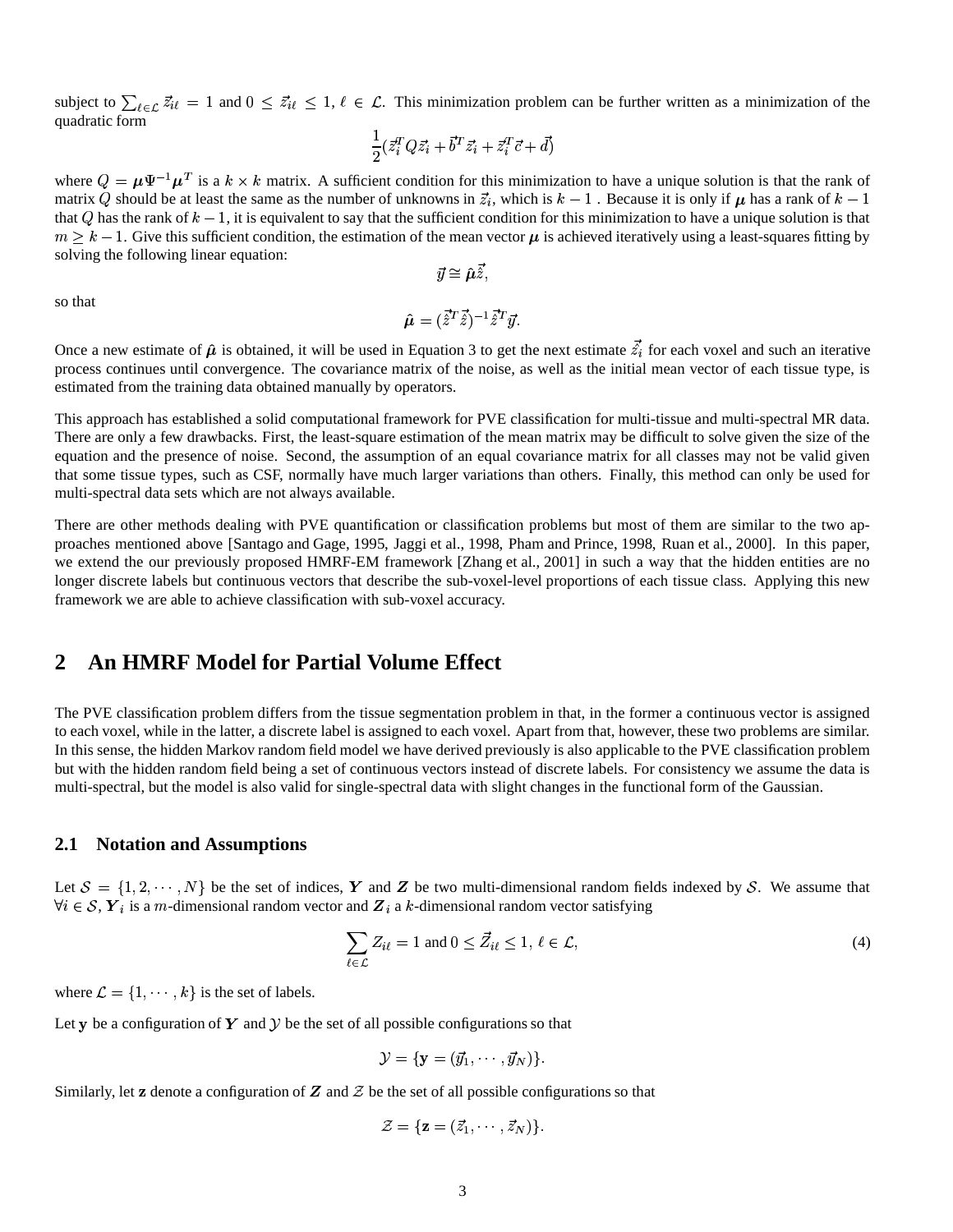subject to $\sum_{\ell \in \mathcal{L}} \vec{z}_{i\ell} = 1$ and $0 \leq \vec{z}_{i\ell} \leq 1$, $\ell \in \mathcal{L}$. This minimization problem can be further written as a minimization of the quadratic form

$$\frac{1}{2}(\vec{z}_i^T Q \vec{z}_i + \vec{b}^T \vec{z}_i + \vec{z}_i^T \vec{c} + \vec{d})$$

where $Q = \boldsymbol{\mu} \Psi^{-1} \boldsymbol{\mu}^T$ is a $k \times k$ matrix. A sufficient condition for this minimization to have a unique solution is that the rank of matrix $Q$ should be at least the same as the number of unknowns in $\vec{z}_i$, which is $k-1$ . Because it is only if $\boldsymbol{\mu}$ has a rank of $k-1$ that $Q$ has the rank of $k-1$, it is equivalent to say that the sufficient condition for this minimization to have a unique solution is that $m \geq k-1$. Give this sufficient condition, the estimation of the mean vector $\boldsymbol{\mu}$ is achieved iteratively using a least-squares fitting by solving the following linear equation:

$$\vec{y} \cong \hat{\boldsymbol{\mu}} \vec{\hat{z}},$$

so that

$$\hat{\boldsymbol{\mu}} = (\vec{\hat{z}}^T \vec{\hat{z}})^{-1} \vec{\hat{z}}^T \vec{y}.$$

Once a new estimate of $\hat{\boldsymbol{\mu}}$ is obtained, it will be used in Equation 3 to get the next estimate $\vec{\hat{z}}_i$ for each voxel and such an iterative process continues until convergence. The covariance matrix of the noise, as well as the initial mean vector of each tissue type, is estimated from the training data obtained manually by operators.

This approach has established a solid computational framework for PVE classification for multi-tissue and multi-spectral MR data. There are only a few drawbacks. First, the least-square estimation of the mean matrix may be difficult to solve given the size of the equation and the presence of noise. Second, the assumption of an equal covariance matrix for all classes may not be valid given that some tissue types, such as CSF, normally have much larger variations than others. Finally, this method can only be used for multi-spectral data sets which are not always available.

There are other methods dealing with PVE quantification or classification problems but most of them are similar to the two approaches mentioned above [Santago and Gage, 1995, Jaggi et al., 1998, Pham and Prince, 1998, Ruan et al., 2000]. In this paper, we extend the our previously proposed HMRF-EM framework [Zhang et al., 2001] in such a way that the hidden entities are no longer discrete labels but continuous vectors that describe the sub-voxel-level proportions of each tissue class. Applying this new framework we are able to achieve classification with sub-voxel accuracy.

## 2 An HMRF Model for Partial Volume Effect

The PVE classification problem differs from the tissue segmentation problem in that, in the former a continuous vector is assigned to each voxel, while in the latter, a discrete label is assigned to each voxel. Apart from that, however, these two problems are similar. In this sense, the hidden Markov random field model we have derived previously is also applicable to the PVE classification problem but with the hidden random field being a set of continuous vectors instead of discrete labels. For consistency we assume the data is multi-spectral, but the model is also valid for single-spectral data with slight changes in the functional form of the Gaussian.

### 2.1 Notation and Assumptions

Let $\mathcal{S} = \{1, 2, \cdots, N\}$ be the set of indices, $\boldsymbol{Y}$ and $\boldsymbol{Z}$ be two multi-dimensional random fields indexed by $\mathcal{S}$. We assume that $\forall i \in \mathcal{S}, \boldsymbol{Y}_i$ is a $m$-dimensional random vector and $\boldsymbol{Z}_i$ a $k$-dimensional random vector satisfying

$$\sum_{\ell \in \mathcal{L}} Z_{i\ell} = 1 \text{ and } 0 \leq \vec{Z}_{i\ell} \leq 1,\ \ell \in \mathcal{L}, \tag{4}$$

where $\mathcal{L} = \{1, \cdots, k\}$ is the set of labels.

Let $\mathbf{y}$ be a configuration of $\boldsymbol{Y}$ and $\mathcal{Y}$ be the set of all possible configurations so that

$$\mathcal{Y} = \{\mathbf{y} = (\vec{y}_1, \cdots, \vec{y}_N)\}.$$

Similarly, let $\mathbf{z}$ denote a configuration of $\boldsymbol{Z}$ and $\mathcal{Z}$ be the set of all possible configurations so that

$$\mathcal{Z} = \{\mathbf{z} = (\vec{z}_1, \cdots, \vec{z}_N)\}.$$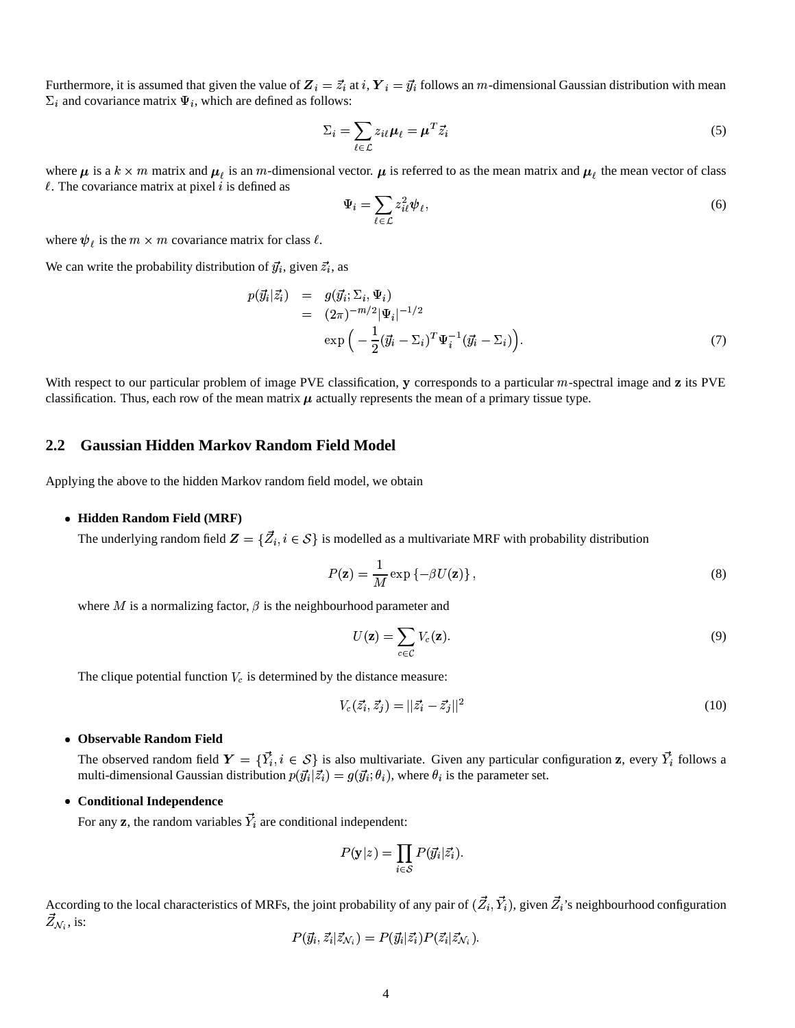Furthermore, it is assumed that given the value of $\boldsymbol{Z}_i = \vec{z}_i$ at $i$, $\boldsymbol{Y}_i = \vec{y}_i$ follows an $m$-dimensional Gaussian distribution with mean $\Sigma_i$ and covariance matrix $\Psi_i$, which are defined as follows:

$$\Sigma_i = \sum_{\ell \in \mathcal{L}} z_{i\ell} \boldsymbol{\mu}_\ell = \boldsymbol{\mu}^T \vec{z}_i \tag{5}$$

where $\boldsymbol{\mu}$ is a $k \times m$ matrix and $\boldsymbol{\mu}_\ell$ is an $m$-dimensional vector. $\boldsymbol{\mu}$ is referred to as the mean matrix and $\boldsymbol{\mu}_\ell$ the mean vector of class $\ell$. The covariance matrix at pixel $i$ is defined as

$$\Psi_i = \sum_{\ell \in \mathcal{L}} z_{i\ell}^2 \boldsymbol{\psi}_\ell, \tag{6}$$

where $\boldsymbol{\psi}_\ell$ is the $m \times m$ covariance matrix for class $\ell$.

We can write the probability distribution of $\vec{y}_i$, given $\vec{z}_i$, as

$$\begin{aligned} p(\vec{y}_i|\vec{z}_i) &= g(\vec{y}_i; \Sigma_i, \Psi_i) \\ &= (2\pi)^{-m/2} |\Psi_i|^{-1/2} \\ &\quad \exp\Big( -\frac{1}{2}(\vec{y}_i - \Sigma_i)^T \Psi_i^{-1} (\vec{y}_i - \Sigma_i)\Big). \end{aligned} \tag{7}$$

With respect to our particular problem of image PVE classification, $\mathbf{y}$ corresponds to a particular $m$-spectral image and $\mathbf{z}$ its PVE classification. Thus, each row of the mean matrix $\boldsymbol{\mu}$ actually represents the mean of a primary tissue type.

## 2.2 Gaussian Hidden Markov Random Field Model

Applying the above to the hidden Markov random field model, we obtain

- **Hidden Random Field (MRF)**

  The underlying random field $\boldsymbol{Z} = \{\vec{Z}_i, i \in \mathcal{S}\}$ is modelled as a multivariate MRF with probability distribution

$$P(\mathbf{z}) = \frac{1}{M} \exp\{-\beta U(\mathbf{z})\}, \tag{8}$$

  where $M$ is a normalizing factor, $\beta$ is the neighbourhood parameter and

$$U(\mathbf{z}) = \sum_{c \in \mathcal{C}} V_c(\mathbf{z}). \tag{9}$$

  The clique potential function $V_c$ is determined by the distance measure:

$$V_c(\vec{z}_i, \vec{z}_j) = ||\vec{z}_i - \vec{z}_j||^2 \tag{10}$$

- **Observable Random Field**

  The observed random field $\boldsymbol{Y} = \{\vec{Y}_i, i \in \mathcal{S}\}$ is also multivariate. Given any particular configuration $\mathbf{z}$, every $\vec{Y}_i$ follows a multi-dimensional Gaussian distribution $p(\vec{y}_i|\vec{z}_i) = g(\vec{y}_i; \theta_i)$, where $\theta_i$ is the parameter set.

- **Conditional Independence**

  For any $\mathbf{z}$, the random variables $\vec{Y}_i$ are conditional independent:

$$P(\mathbf{y}|z) = \prod_{i \in \mathcal{S}} P(\vec{y}_i|\vec{z}_i).$$

According to the local characteristics of MRFs, the joint probability of any pair of $(\vec{Z}_i, \vec{Y}_i)$, given $\vec{Z}_i$'s neighbourhood configuration $\vec{Z}_{\mathcal{N}_i}$, is:

$$P(\vec{y}_i, \vec{z}_i|\vec{z}_{\mathcal{N}_i}) = P(\vec{y}_i|\vec{z}_i) P(\vec{z}_i|\vec{z}_{\mathcal{N}_i}).$$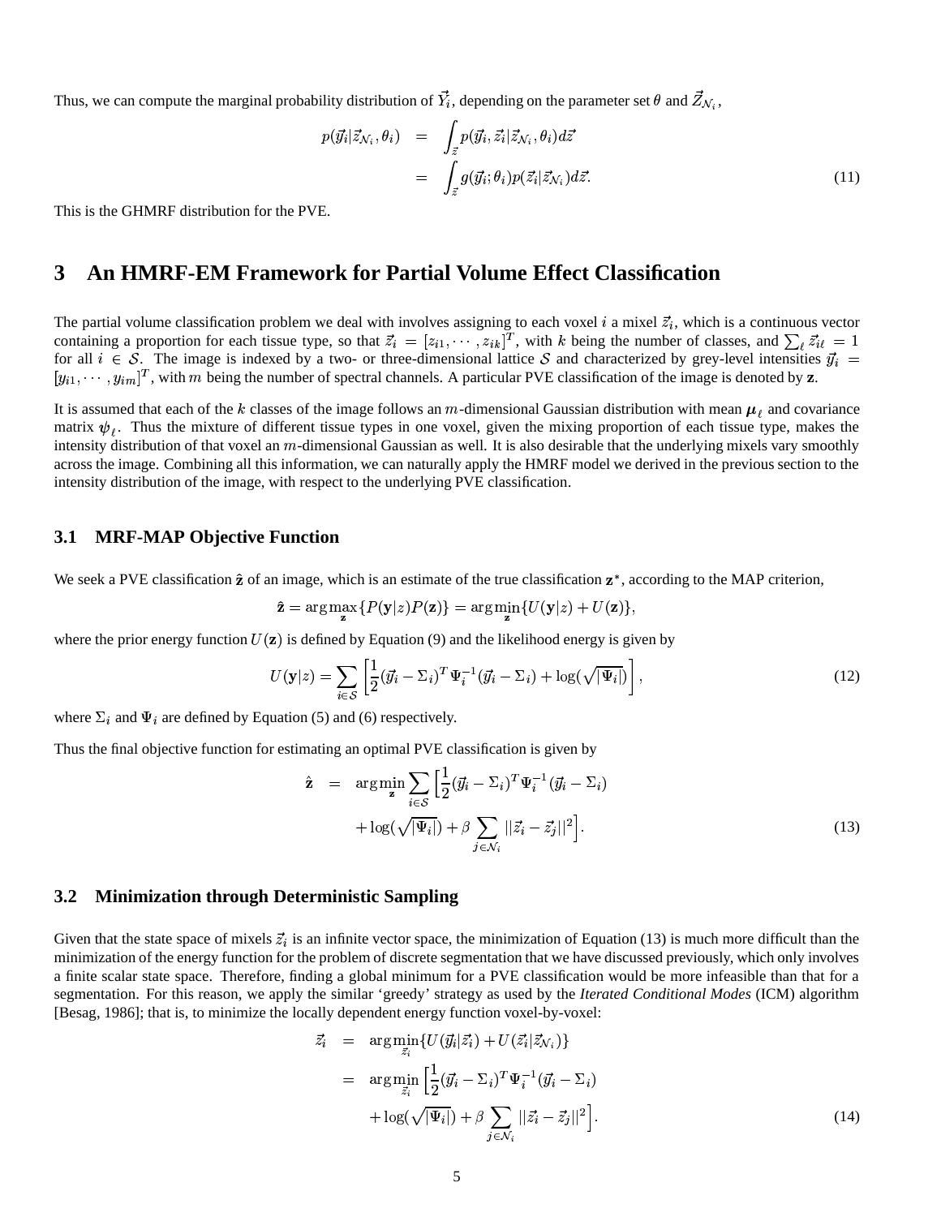Thus, we can compute the marginal probability distribution of $\vec{Y}_i$, depending on the parameter set $\theta$ and $\vec{Z}_{\mathcal{N}_i}$,

$$
\begin{aligned}
p(\vec{y}_i|\vec{z}_{\mathcal{N}_i}, \theta_i) &= \int_{\vec{z}} p(\vec{y}_i, \vec{z}_i|\vec{z}_{\mathcal{N}_i}, \theta_i) d\vec{z} \\
&= \int_{\vec{z}} g(\vec{y}_i; \theta_i) p(\vec{z}_i|\vec{z}_{\mathcal{N}_i}) d\vec{z}.
\end{aligned}
\tag{11}
$$

This is the GHMRF distribution for the PVE.

# 3 An HMRF-EM Framework for Partial Volume Effect Classification

The partial volume classification problem we deal with involves assigning to each voxel $i$ a mixel $\vec{z}_i$, which is a continuous vector containing a proportion for each tissue type, so that $\vec{z}_i = [z_{i1}, \cdots, z_{ik}]^T$, with $k$ being the number of classes, and $\sum_\ell \vec{z}_{i\ell} = 1$ for all $i \in \mathcal{S}$. The image is indexed by a two- or three-dimensional lattice $\mathcal{S}$ and characterized by grey-level intensities $\vec{y}_i = [y_{i1}, \cdots, y_{im}]^T$, with $m$ being the number of spectral channels. A particular PVE classification of the image is denoted by $\mathbf{z}$.

It is assumed that each of the $k$ classes of the image follows an $m$-dimensional Gaussian distribution with mean $\boldsymbol{\mu}_\ell$ and covariance matrix $\boldsymbol{\psi}_\ell$. Thus the mixture of different tissue types in one voxel, given the mixing proportion of each tissue type, makes the intensity distribution of that voxel an $m$-dimensional Gaussian as well. It is also desirable that the underlying mixels vary smoothly across the image. Combining all this information, we can naturally apply the HMRF model we derived in the previous section to the intensity distribution of the image, with respect to the underlying PVE classification.

## 3.1 MRF-MAP Objective Function

We seek a PVE classification $\hat{\mathbf{z}}$ of an image, which is an estimate of the true classification $\mathbf{z}^*$, according to the MAP criterion,

$$
\hat{\mathbf{z}} = \arg\max_{\mathbf{z}} \{P(\mathbf{y}|z)P(\mathbf{z})\} = \arg\min_{\mathbf{z}} \{U(\mathbf{y}|z) + U(\mathbf{z})\},
$$

where the prior energy function $U(\mathbf{z})$ is defined by Equation (9) and the likelihood energy is given by

$$
U(\mathbf{y}|z) = \sum_{i \in \mathcal{S}} \left[ \frac{1}{2}(\vec{y}_i - \Sigma_i)^T \Psi_i^{-1} (\vec{y}_i - \Sigma_i) + \log(\sqrt{|\Psi_i|}) \right],
\tag{12}
$$

where $\Sigma_i$ and $\Psi_i$ are defined by Equation (5) and (6) respectively.

Thus the final objective function for estimating an optimal PVE classification is given by

$$
\begin{aligned}
\hat{\mathbf{z}} = \arg\min_{\mathbf{z}} \sum_{i \in \mathcal{S}} \Big[ &\frac{1}{2}(\vec{y}_i - \Sigma_i)^T \Psi_i^{-1} (\vec{y}_i - \Sigma_i) \\
&+ \log(\sqrt{|\Psi_i|}) + \beta \sum_{j \in \mathcal{N}_i} ||\vec{z}_i - \vec{z}_j||^2 \Big].
\end{aligned}
\tag{13}
$$

## 3.2 Minimization through Deterministic Sampling

Given that the state space of mixels $\vec{z}_i$ is an infinite vector space, the minimization of Equation (13) is much more difficult than the minimization of the energy function for the problem of discrete segmentation that we have discussed previously, which only involves a finite scalar state space. Therefore, finding a global minimum for a PVE classification would be more infeasible than that for a segmentation. For this reason, we apply the similar 'greedy' strategy as used by the *Iterated Conditional Modes* (ICM) algorithm [Besag, 1986]; that is, to minimize the locally dependent energy function voxel-by-voxel:

$$
\begin{aligned}
\vec{z}_i &= \arg\min_{\vec{z}_i} \{U(\vec{y}_i|\vec{z}_i) + U(\vec{z}_i|\vec{z}_{\mathcal{N}_i})\} \\
&= \arg\min_{\vec{z}_i} \Big[ \frac{1}{2}(\vec{y}_i - \Sigma_i)^T \Psi_i^{-1} (\vec{y}_i - \Sigma_i) \\
&\qquad + \log(\sqrt{|\Psi_i|}) + \beta \sum_{j \in \mathcal{N}_i} ||\vec{z}_i - \vec{z}_j||^2 \Big].
\end{aligned}
\tag{14}
$$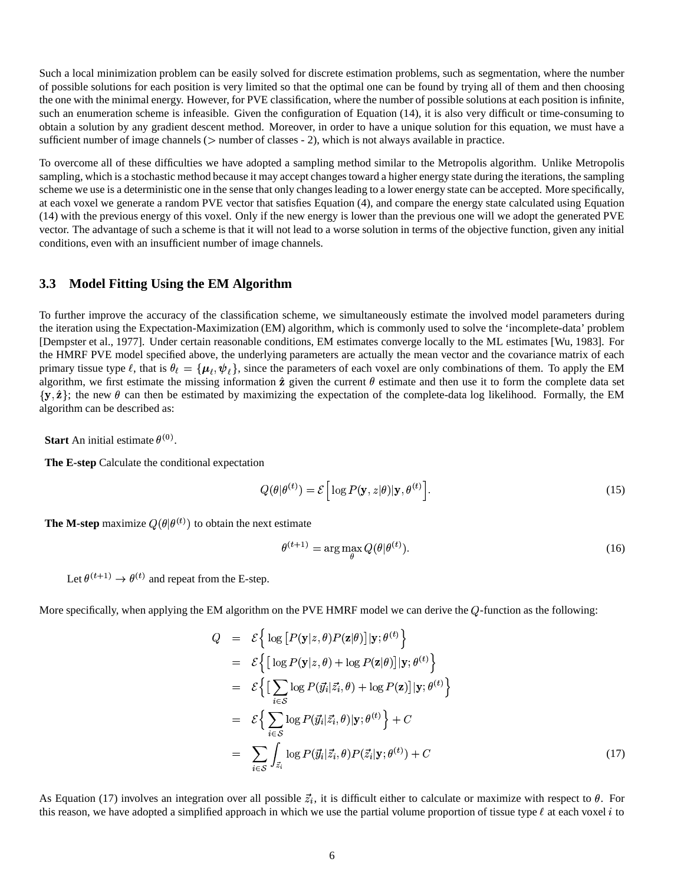Such a local minimization problem can be easily solved for discrete estimation problems, such as segmentation, where the number of possible solutions for each position is very limited so that the optimal one can be found by trying all of them and then choosing the one with the minimal energy. However, for PVE classification, where the number of possible solutions at each position is infinite, such an enumeration scheme is infeasible. Given the configuration of Equation (14), it is also very difficult or time-consuming to obtain a solution by any gradient descent method. Moreover, in order to have a unique solution for this equation, we must have a sufficient number of image channels ($>$ number of classes - 2), which is not always available in practice.

To overcome all of these difficulties we have adopted a sampling method similar to the Metropolis algorithm. Unlike Metropolis sampling, which is a stochastic method because it may accept changes toward a higher energy state during the iterations, the sampling scheme we use is a deterministic one in the sense that only changes leading to a lower energy state can be accepted. More specifically, at each voxel we generate a random PVE vector that satisfies Equation (4), and compare the energy state calculated using Equation (14) with the previous energy of this voxel. Only if the new energy is lower than the previous one will we adopt the generated PVE vector. The advantage of such a scheme is that it will not lead to a worse solution in terms of the objective function, given any initial conditions, even with an insufficient number of image channels.

### 3.3 Model Fitting Using the EM Algorithm

To further improve the accuracy of the classification scheme, we simultaneously estimate the involved model parameters during the iteration using the Expectation-Maximization (EM) algorithm, which is commonly used to solve the 'incomplete-data' problem [Dempster et al., 1977]. Under certain reasonable conditions, EM estimates converge locally to the ML estimates [Wu, 1983]. For the HMRF PVE model specified above, the underlying parameters are actually the mean vector and the covariance matrix of each primary tissue type $\ell$, that is $\theta_\ell = \{\boldsymbol{\mu}_\ell, \boldsymbol{\psi}_\ell\}$, since the parameters of each voxel are only combinations of them. To apply the EM algorithm, we first estimate the missing information $\hat{\mathbf{z}}$ given the current $\theta$ estimate and then use it to form the complete data set $\{\mathbf{y}, \hat{\mathbf{z}}\}$; the new $\theta$ can then be estimated by maximizing the expectation of the complete-data log likelihood. Formally, the EM algorithm can be described as:

**Start** An initial estimate $\theta^{(0)}$.

**The E-step** Calculate the conditional expectation

$$Q(\theta|\theta^{(t)}) = \mathcal{E}\Big[\log P(\mathbf{y}, z|\theta)|\mathbf{y}, \theta^{(t)}\Big]. \tag{15}$$

**The M-step** maximize $Q(\theta|\theta^{(t)})$ to obtain the next estimate

$$\theta^{(t+1)} = \arg\max_{\theta} Q(\theta|\theta^{(t)}). \tag{16}$$

Let $\theta^{(t+1)} \to \theta^{(t)}$ and repeat from the E-step.

More specifically, when applying the EM algorithm on the PVE HMRF model we can derive the $Q$-function as the following:

$$\begin{aligned}
Q &= \mathcal{E}\Big\{\log\big[P(\mathbf{y}|z,\theta)P(\mathbf{z}|\theta)\big]|\mathbf{y};\theta^{(t)}\Big\} \\
&= \mathcal{E}\Big\{\big[\log P(\mathbf{y}|z,\theta) + \log P(\mathbf{z}|\theta)\big]|\mathbf{y};\theta^{(t)}\Big\} \\
&= \mathcal{E}\Big\{\big[\sum_{i\in\mathcal{S}} \log P(\vec{y}_i|\vec{z}_i,\theta) + \log P(\mathbf{z})\big]|\mathbf{y};\theta^{(t)}\Big\} \\
&= \mathcal{E}\Big\{\sum_{i\in\mathcal{S}} \log P(\vec{y}_i|\vec{z}_i,\theta)|\mathbf{y};\theta^{(t)}\Big\} + C \\
&= \sum_{i\in\mathcal{S}} \int_{\vec{z}_i} \log P(\vec{y}_i|\vec{z}_i,\theta)P(\vec{z}_i|\mathbf{y};\theta^{(t)}) + C
\end{aligned} \tag{17}$$

As Equation (17) involves an integration over all possible $\vec{z}_i$, it is difficult either to calculate or maximize with respect to $\theta$. For this reason, we have adopted a simplified approach in which we use the partial volume proportion of tissue type $\ell$ at each voxel $i$ to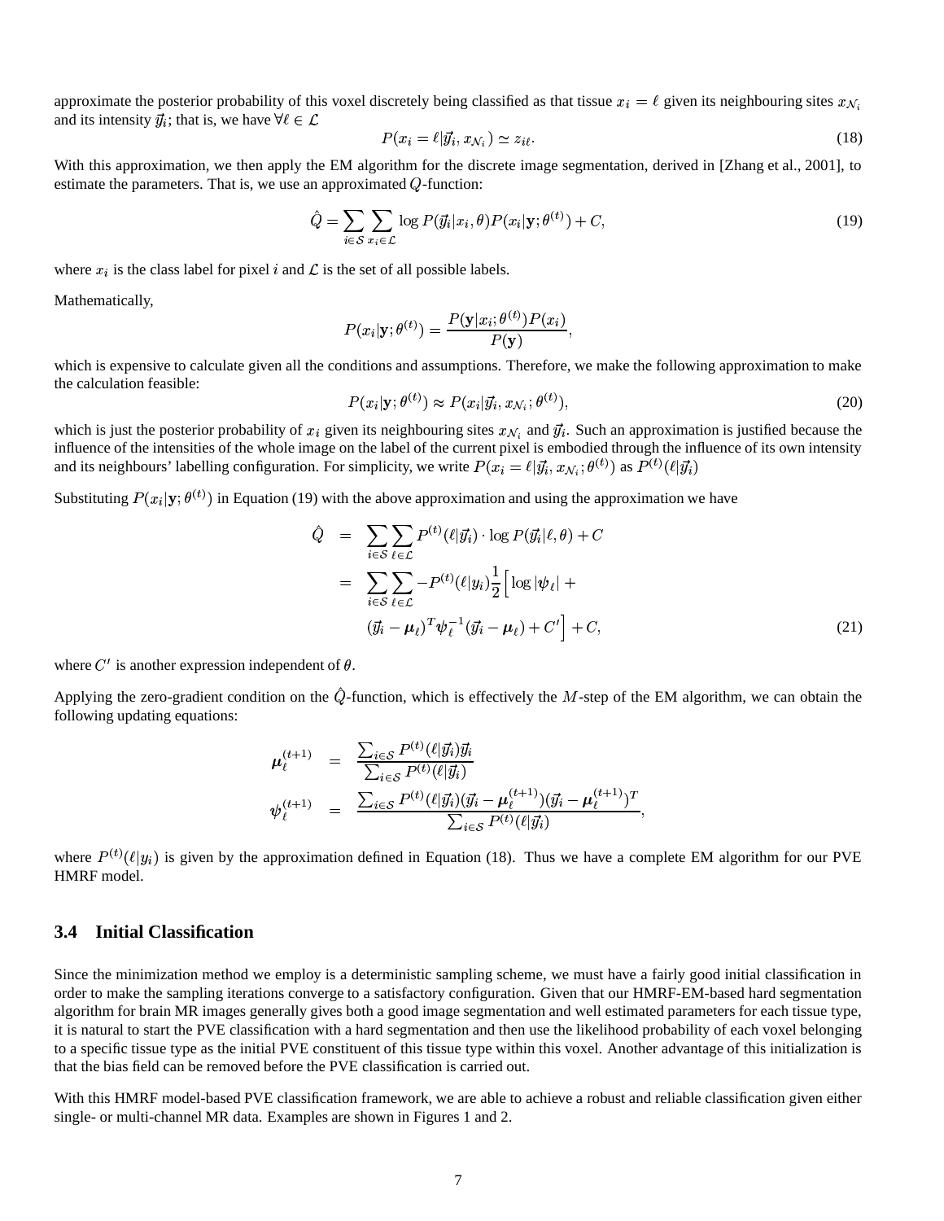approximate the posterior probability of this voxel discretely being classified as that tissue $x_i = \ell$ given its neighbouring sites $x_{\mathcal{N}_i}$ and its intensity $\vec{y}_i$; that is, we have $\forall \ell \in \mathcal{L}$

$$P(x_i = \ell | \vec{y}_i, x_{\mathcal{N}_i}) \simeq z_{i\ell}. \tag{18}$$

With this approximation, we then apply the EM algorithm for the discrete image segmentation, derived in [Zhang et al., 2001], to estimate the parameters. That is, we use an approximated $Q$-function:

$$\hat{Q} = \sum_{i \in \mathcal{S}} \sum_{x_i \in \mathcal{L}} \log P(\vec{y}_i | x_i, \theta) P(x_i | \mathbf{y}; \theta^{(t)}) + C, \tag{19}$$

where $x_i$ is the class label for pixel $i$ and $\mathcal{L}$ is the set of all possible labels.

Mathematically,

$$P(x_i | \mathbf{y}; \theta^{(t)}) = \frac{P(\mathbf{y} | x_i; \theta^{(t)}) P(x_i)}{P(\mathbf{y})},$$

which is expensive to calculate given all the conditions and assumptions. Therefore, we make the following approximation to make the calculation feasible:

$$P(x_i | \mathbf{y}; \theta^{(t)}) \approx P(x_i | \vec{y}_i, x_{\mathcal{N}_i}; \theta^{(t)}), \tag{20}$$

which is just the posterior probability of $x_i$ given its neighbouring sites $x_{\mathcal{N}_i}$ and $\vec{y}_i$. Such an approximation is justified because the influence of the intensities of the whole image on the label of the current pixel is embodied through the influence of its own intensity and its neighbours' labelling configuration. For simplicity, we write $P(x_i = \ell | \vec{y}_i, x_{\mathcal{N}_i}; \theta^{(t)})$ as $P^{(t)}(\ell | \vec{y}_i)$

Substituting $P(x_i | \mathbf{y}; \theta^{(t)})$ in Equation (19) with the above approximation and using the approximation we have

$$\begin{aligned} \hat{Q} &= \sum_{i \in \mathcal{S}} \sum_{\ell \in \mathcal{L}} P^{(t)}(\ell | \vec{y}_i) \cdot \log P(\vec{y}_i | \ell, \theta) + C \\ &= \sum_{i \in \mathcal{S}} \sum_{\ell \in \mathcal{L}} -P^{(t)}(\ell | y_i) \frac{1}{2} \Big[ \log |\boldsymbol{\psi}_\ell| + \\ &\quad (\vec{y}_i - \boldsymbol{\mu}_\ell)^T \boldsymbol{\psi}_\ell^{-1} (\vec{y}_i - \boldsymbol{\mu}_\ell) + C' \Big] + C, \end{aligned} \tag{21}$$

where $C'$ is another expression independent of $\theta$.

Applying the zero-gradient condition on the $\hat{Q}$-function, which is effectively the $M$-step of the EM algorithm, we can obtain the following updating equations:

$$\begin{aligned} \boldsymbol{\mu}_\ell^{(t+1)} &= \frac{\sum_{i \in \mathcal{S}} P^{(t)}(\ell | \vec{y}_i) \vec{y}_i}{\sum_{i \in \mathcal{S}} P^{(t)}(\ell | \vec{y}_i)} \\ \boldsymbol{\psi}_\ell^{(t+1)} &= \frac{\sum_{i \in \mathcal{S}} P^{(t)}(\ell | \vec{y}_i) (\vec{y}_i - \boldsymbol{\mu}_\ell^{(t+1)}) (\vec{y}_i - \boldsymbol{\mu}_\ell^{(t+1)})^T}{\sum_{i \in \mathcal{S}} P^{(t)}(\ell | \vec{y}_i)}, \end{aligned}$$

where $P^{(t)}(\ell | y_i)$ is given by the approximation defined in Equation (18). Thus we have a complete EM algorithm for our PVE HMRF model.

### 3.4 Initial Classification

Since the minimization method we employ is a deterministic sampling scheme, we must have a fairly good initial classification in order to make the sampling iterations converge to a satisfactory configuration. Given that our HMRF-EM-based hard segmentation algorithm for brain MR images generally gives both a good image segmentation and well estimated parameters for each tissue type, it is natural to start the PVE classification with a hard segmentation and then use the likelihood probability of each voxel belonging to a specific tissue type as the initial PVE constituent of this tissue type within this voxel. Another advantage of this initialization is that the bias field can be removed before the PVE classification is carried out.

With this HMRF model-based PVE classification framework, we are able to achieve a robust and reliable classification given either single- or multi-channel MR data. Examples are shown in Figures 1 and 2.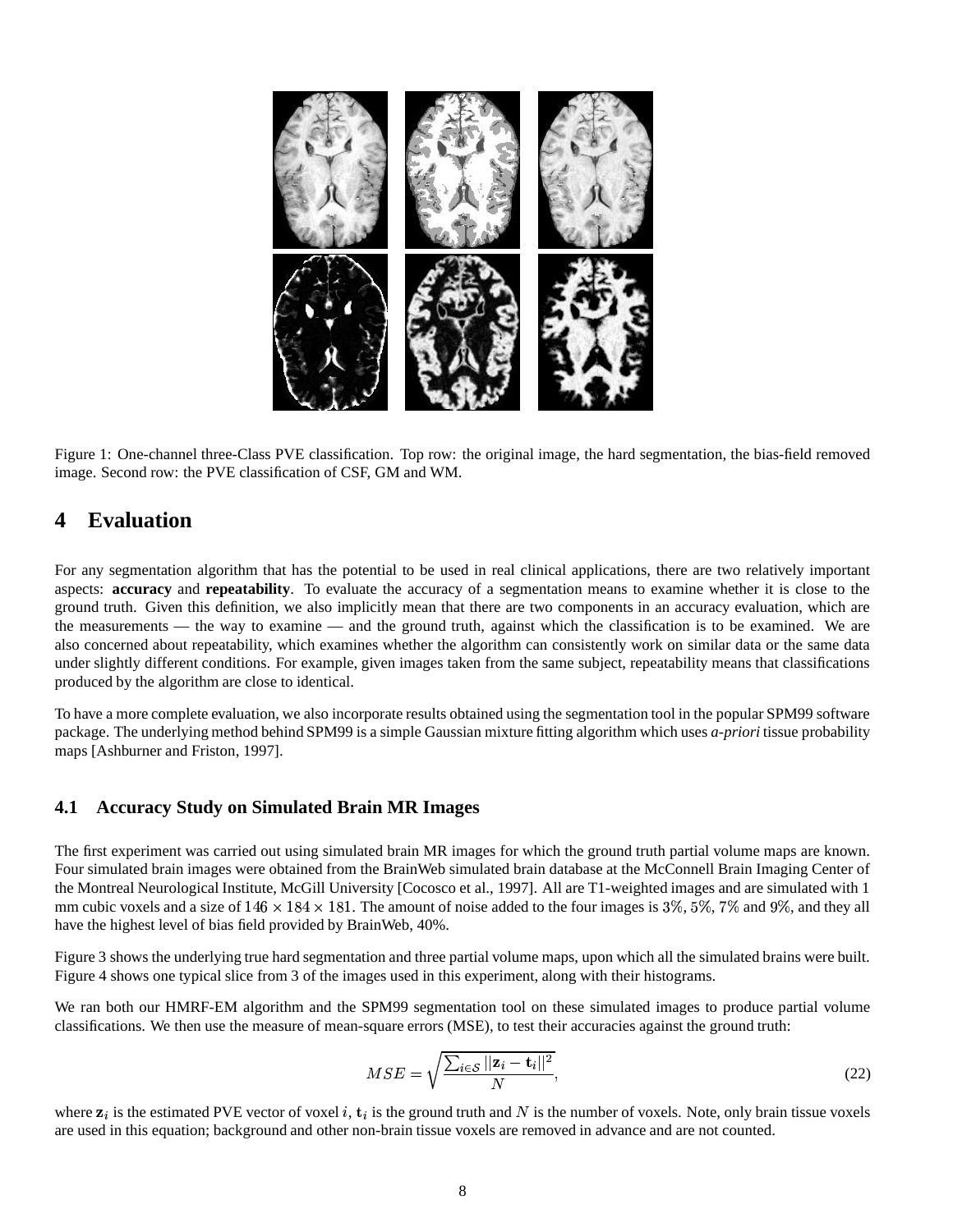Figure 1: One-channel three-Class PVE classification. Top row: the original image, the hard segmentation, the bias-field removed image. Second row: the PVE classification of CSF, GM and WM.

## 4 Evaluation

For any segmentation algorithm that has the potential to be used in real clinical applications, there are two relatively important aspects: **accuracy** and **repeatability**. To evaluate the accuracy of a segmentation means to examine whether it is close to the ground truth. Given this definition, we also implicitly mean that there are two components in an accuracy evaluation, which are the measurements — the way to examine — and the ground truth, against which the classification is to be examined. We are also concerned about repeatability, which examines whether the algorithm can consistently work on similar data or the same data under slightly different conditions. For example, given images taken from the same subject, repeatability means that classifications produced by the algorithm are close to identical.

To have a more complete evaluation, we also incorporate results obtained using the segmentation tool in the popular SPM99 software package. The underlying method behind SPM99 is a simple Gaussian mixture fitting algorithm which uses *a-priori* tissue probability maps [Ashburner and Friston, 1997].

### 4.1 Accuracy Study on Simulated Brain MR Images

The first experiment was carried out using simulated brain MR images for which the ground truth partial volume maps are known. Four simulated brain images were obtained from the BrainWeb simulated brain database at the McConnell Brain Imaging Center of the Montreal Neurological Institute, McGill University [Cocosco et al., 1997]. All are T1-weighted images and are simulated with 1 mm cubic voxels and a size of $146 \times 184 \times 181$. The amount of noise added to the four images is $3\%$, $5\%$, $7\%$ and $9\%$, and they all have the highest level of bias field provided by BrainWeb, 40%.

Figure 3 shows the underlying true hard segmentation and three partial volume maps, upon which all the simulated brains were built. Figure 4 shows one typical slice from 3 of the images used in this experiment, along with their histograms.

We ran both our HMRF-EM algorithm and the SPM99 segmentation tool on these simulated images to produce partial volume classifications. We then use the measure of mean-square errors (MSE), to test their accuracies against the ground truth:

$$MSE = \sqrt{\frac{\sum_{i \in \mathcal{S}} ||\mathbf{z}_i - \mathbf{t}_i||^2}{N}}, \tag{22}$$

where $\mathbf{z}_i$ is the estimated PVE vector of voxel $i$, $\mathbf{t}_i$ is the ground truth and $N$ is the number of voxels. Note, only brain tissue voxels are used in this equation; background and other non-brain tissue voxels are removed in advance and are not counted.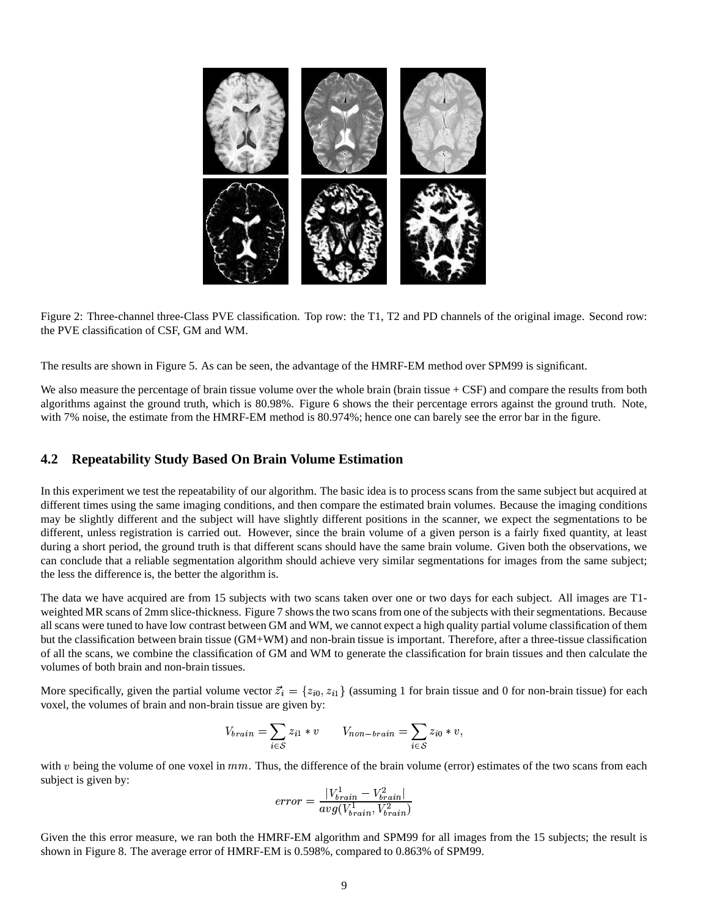Figure 2: Three-channel three-Class PVE classification. Top row: the T1, T2 and PD channels of the original image. Second row: the PVE classification of CSF, GM and WM.

The results are shown in Figure 5. As can be seen, the advantage of the HMRF-EM method over SPM99 is significant.

We also measure the percentage of brain tissue volume over the whole brain (brain tissue + CSF) and compare the results from both algorithms against the ground truth, which is 80.98%. Figure 6 shows the their percentage errors against the ground truth. Note, with 7% noise, the estimate from the HMRF-EM method is 80.974%; hence one can barely see the error bar in the figure.

### 4.2 Repeatability Study Based On Brain Volume Estimation

In this experiment we test the repeatability of our algorithm. The basic idea is to process scans from the same subject but acquired at different times using the same imaging conditions, and then compare the estimated brain volumes. Because the imaging conditions may be slightly different and the subject will have slightly different positions in the scanner, we expect the segmentations to be different, unless registration is carried out. However, since the brain volume of a given person is a fairly fixed quantity, at least during a short period, the ground truth is that different scans should have the same brain volume. Given both the observations, we can conclude that a reliable segmentation algorithm should achieve very similar segmentations for images from the same subject; the less the difference is, the better the algorithm is.

The data we have acquired are from 15 subjects with two scans taken over one or two days for each subject. All images are T1-weighted MR scans of 2mm slice-thickness. Figure 7 shows the two scans from one of the subjects with their segmentations. Because all scans were tuned to have low contrast between GM and WM, we cannot expect a high quality partial volume classification of them but the classification between brain tissue (GM+WM) and non-brain tissue is important. Therefore, after a three-tissue classification of all the scans, we combine the classification of GM and WM to generate the classification for brain tissues and then calculate the volumes of both brain and non-brain tissues.

More specifically, given the partial volume vector $\vec{z}_i = \{z_{i0}, z_{i1}\}$ (assuming 1 for brain tissue and 0 for non-brain tissue) for each voxel, the volumes of brain and non-brain tissue are given by:

$$V_{brain} = \sum_{i \in \mathcal{S}} z_{i1} * v \qquad V_{non-brain} = \sum_{i \in \mathcal{S}} z_{i0} * v,$$

with $v$ being the volume of one voxel in $mm$. Thus, the difference of the brain volume (error) estimates of the two scans from each subject is given by:

$$error = \frac{|V_{brain}^1 - V_{brain}^2|}{avg(V_{brain}^1, V_{brain}^2)}$$

Given the this error measure, we ran both the HMRF-EM algorithm and SPM99 for all images from the 15 subjects; the result is shown in Figure 8. The average error of HMRF-EM is 0.598%, compared to 0.863% of SPM99.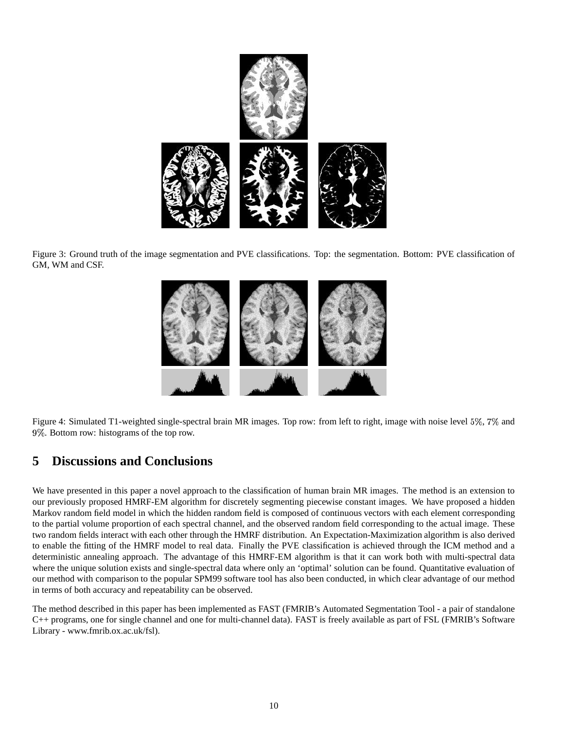Figure 3: Ground truth of the image segmentation and PVE classifications. Top: the segmentation. Bottom: PVE classification of GM, WM and CSF.

Figure 4: Simulated T1-weighted single-spectral brain MR images. Top row: from left to right, image with noise level $5\%$, $7\%$ and $9\%$. Bottom row: histograms of the top row.

## 5 Discussions and Conclusions

We have presented in this paper a novel approach to the classification of human brain MR images. The method is an extension to our previously proposed HMRF-EM algorithm for discretely segmenting piecewise constant images. We have proposed a hidden Markov random field model in which the hidden random field is composed of continuous vectors with each element corresponding to the partial volume proportion of each spectral channel, and the observed random field corresponding to the actual image. These two random fields interact with each other through the HMRF distribution. An Expectation-Maximization algorithm is also derived to enable the fitting of the HMRF model to real data. Finally the PVE classification is achieved through the ICM method and a deterministic annealing approach. The advantage of this HMRF-EM algorithm is that it can work both with multi-spectral data where the unique solution exists and single-spectral data where only an 'optimal' solution can be found. Quantitative evaluation of our method with comparison to the popular SPM99 software tool has also been conducted, in which clear advantage of our method in terms of both accuracy and repeatability can be observed.

The method described in this paper has been implemented as FAST (FMRIB's Automated Segmentation Tool - a pair of standalone C++ programs, one for single channel and one for multi-channel data). FAST is freely available as part of FSL (FMRIB's Software Library - www.fmrib.ox.ac.uk/fsl).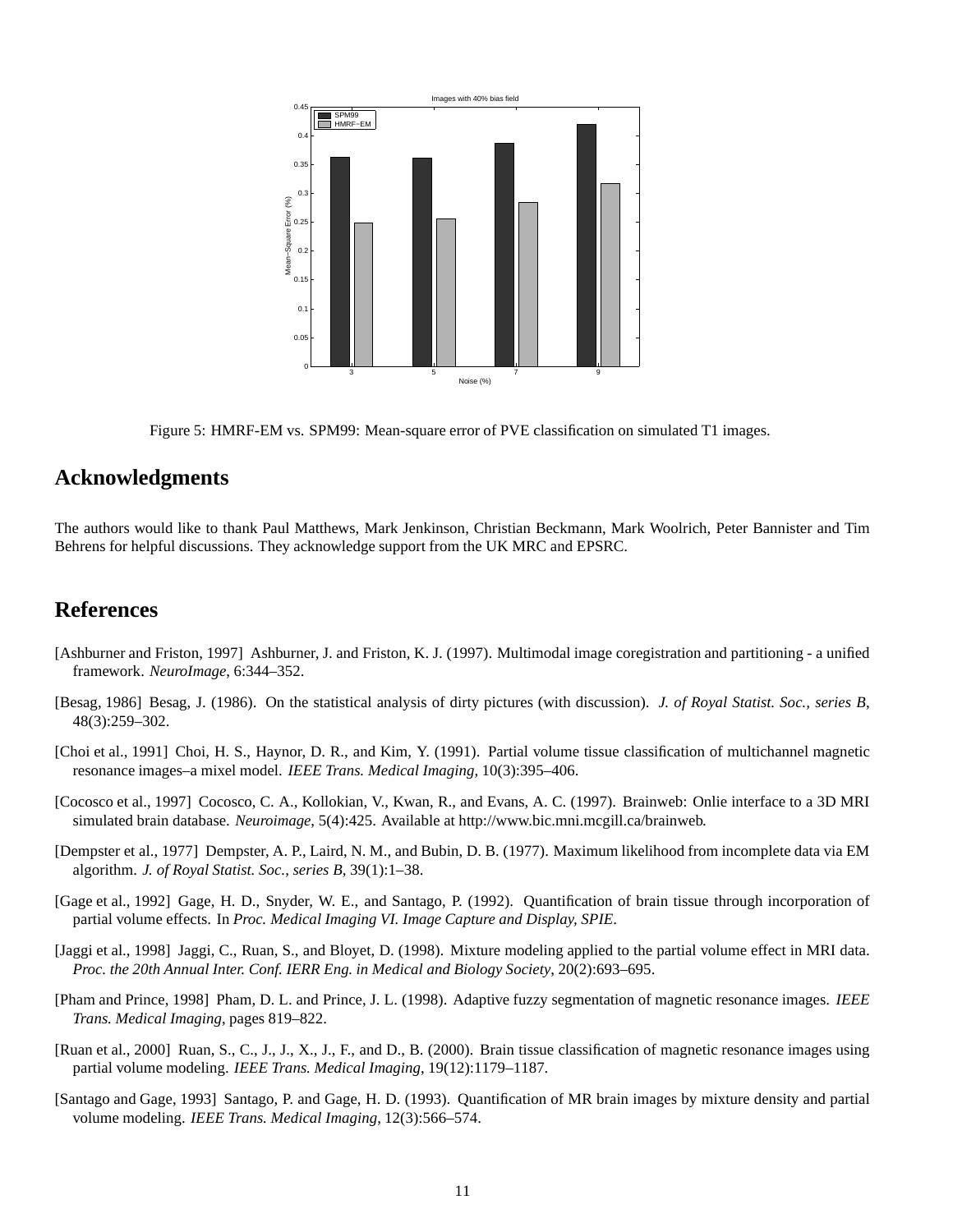Figure 5: HMRF-EM vs. SPM99: Mean-square error of PVE classification on simulated T1 images.

## Acknowledgments

The authors would like to thank Paul Matthews, Mark Jenkinson, Christian Beckmann, Mark Woolrich, Peter Bannister and Tim Behrens for helpful discussions. They acknowledge support from the UK MRC and EPSRC.

## References

[Ashburner and Friston, 1997] Ashburner, J. and Friston, K. J. (1997). Multimodal image coregistration and partitioning - a unified framework. *NeuroImage*, 6:344–352.

[Besag, 1986] Besag, J. (1986). On the statistical analysis of dirty pictures (with discussion). *J. of Royal Statist. Soc., series B*, 48(3):259–302.

[Choi et al., 1991] Choi, H. S., Haynor, D. R., and Kim, Y. (1991). Partial volume tissue classification of multichannel magnetic resonance images–a mixel model. *IEEE Trans. Medical Imaging*, 10(3):395–406.

[Cocosco et al., 1997] Cocosco, C. A., Kollokian, V., Kwan, R., and Evans, A. C. (1997). Brainweb: Onlie interface to a 3D MRI simulated brain database. *Neuroimage*, 5(4):425. Available at http://www.bic.mni.mcgill.ca/brainweb.

[Dempster et al., 1977] Dempster, A. P., Laird, N. M., and Bubin, D. B. (1977). Maximum likelihood from incomplete data via EM algorithm. *J. of Royal Statist. Soc., series B*, 39(1):1–38.

[Gage et al., 1992] Gage, H. D., Snyder, W. E., and Santago, P. (1992). Quantification of brain tissue through incorporation of partial volume effects. In *Proc. Medical Imaging VI. Image Capture and Display, SPIE*.

[Jaggi et al., 1998] Jaggi, C., Ruan, S., and Bloyet, D. (1998). Mixture modeling applied to the partial volume effect in MRI data. *Proc. the 20th Annual Inter. Conf. IERR Eng. in Medical and Biology Society*, 20(2):693–695.

[Pham and Prince, 1998] Pham, D. L. and Prince, J. L. (1998). Adaptive fuzzy segmentation of magnetic resonance images. *IEEE Trans. Medical Imaging*, pages 819–822.

[Ruan et al., 2000] Ruan, S., C., J., J., X., J., F., and D., B. (2000). Brain tissue classification of magnetic resonance images using partial volume modeling. *IEEE Trans. Medical Imaging*, 19(12):1179–1187.

[Santago and Gage, 1993] Santago, P. and Gage, H. D. (1993). Quantification of MR brain images by mixture density and partial volume modeling. *IEEE Trans. Medical Imaging*, 12(3):566–574.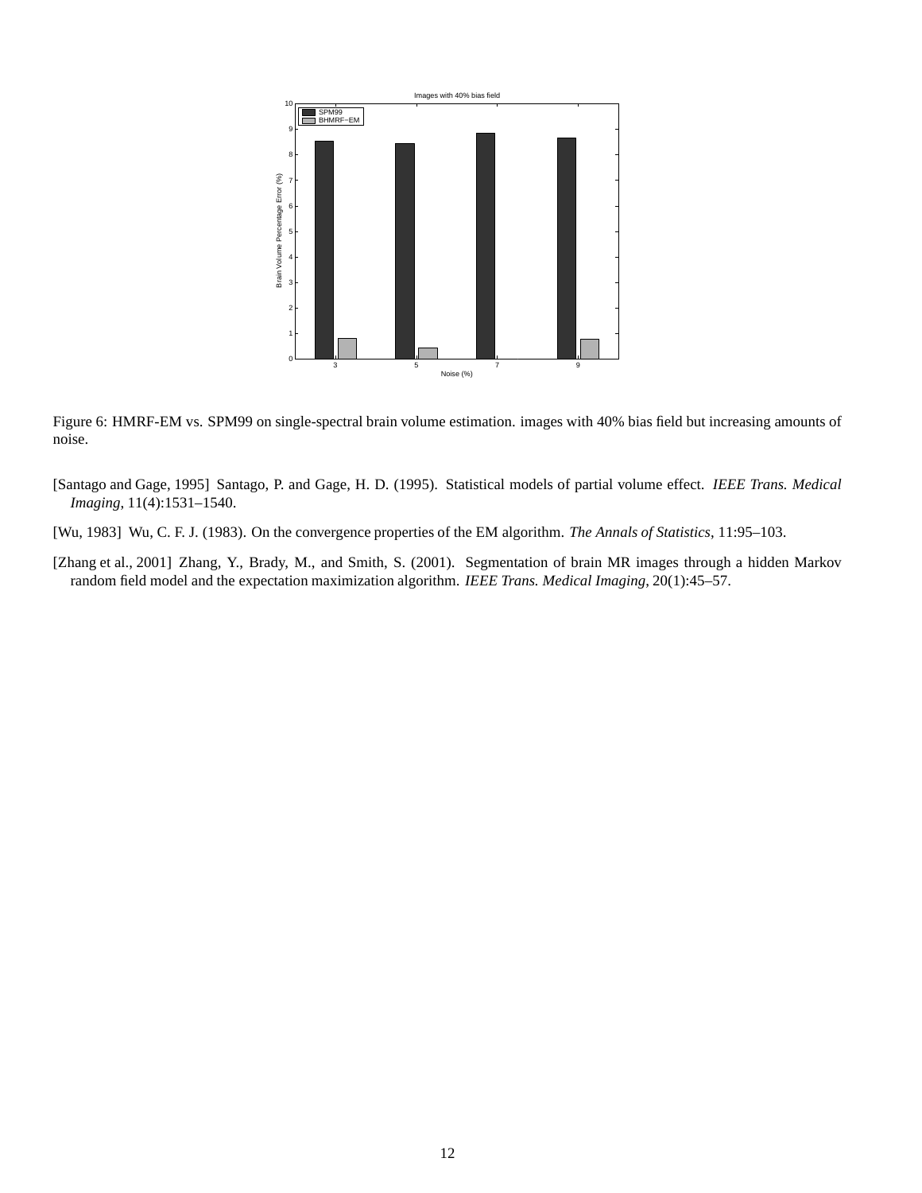Figure 6: HMRF-EM vs. SPM99 on single-spectral brain volume estimation. images with 40% bias field but increasing amounts of noise.

[Santago and Gage, 1995] Santago, P. and Gage, H. D. (1995). Statistical models of partial volume effect. *IEEE Trans. Medical Imaging*, 11(4):1531–1540.

[Wu, 1983] Wu, C. F. J. (1983). On the convergence properties of the EM algorithm. *The Annals of Statistics*, 11:95–103.

[Zhang et al., 2001] Zhang, Y., Brady, M., and Smith, S. (2001). Segmentation of brain MR images through a hidden Markov random field model and the expectation maximization algorithm. *IEEE Trans. Medical Imaging*, 20(1):45–57.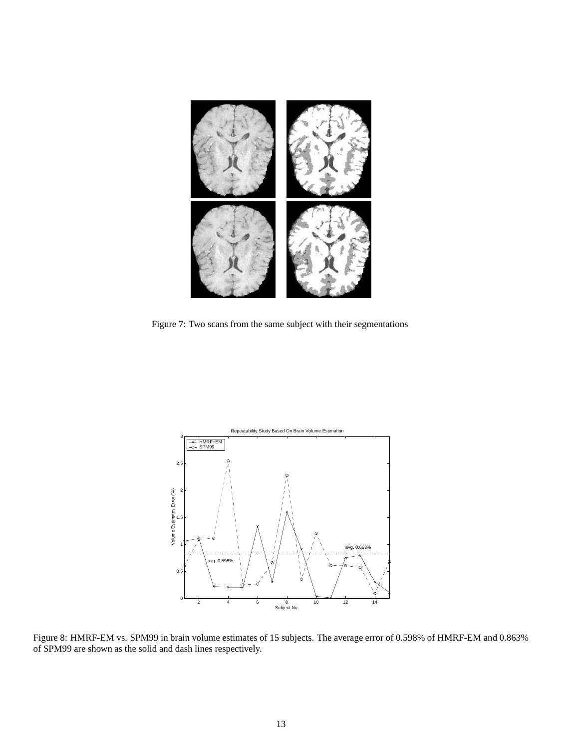Figure 7: Two scans from the same subject with their segmentations

Repeatability Study Based On Brain Volume Estimation

HMRF−EM
SPM99

Volume Estimates Error (%)

Subject No.

avg. 0.863%

avg. 0.598%

Figure 8: HMRF-EM vs. SPM99 in brain volume estimates of 15 subjects. The average error of 0.598% of HMRF-EM and 0.863% of SPM99 are shown as the solid and dash lines respectively.